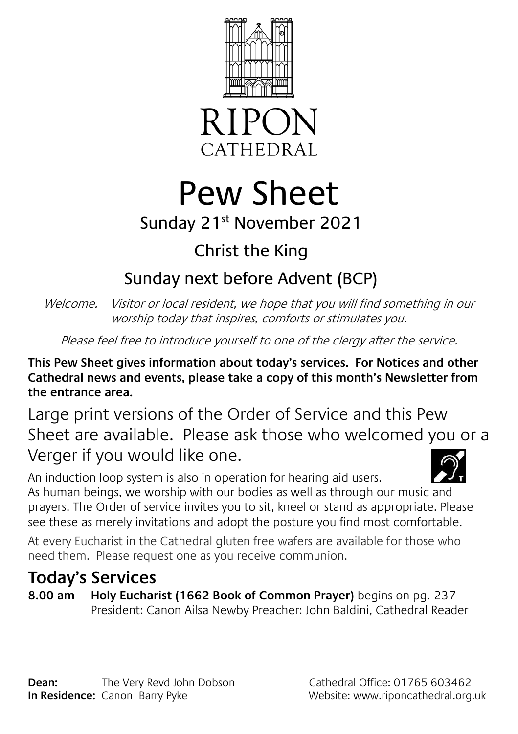RIPON
CATHEDRAL

# Pew Sheet

## Sunday 21st November 2021

## Christ the King

## Sunday next before Advent (BCP)

*Welcome. Visitor or local resident, we hope that you will find something in our worship today that inspires, comforts or stimulates you.*

*Please feel free to introduce yourself to one of the clergy after the service.*

**This Pew Sheet gives information about today's services. For Notices and other Cathedral news and events, please take a copy of this month's Newsletter from the entrance area.**

Large print versions of the Order of Service and this Pew Sheet are available. Please ask those who welcomed you or a Verger if you would like one.

An induction loop system is also in operation for hearing aid users.

As human beings, we worship with our bodies as well as through our music and prayers. The Order of service invites you to sit, kneel or stand as appropriate. Please see these as merely invitations and adopt the posture you find most comfortable.

At every Eucharist in the Cathedral gluten free wafers are available for those who need them. Please request one as you receive communion.

## Today's Services

**8.00 am** **Holy Eucharist (1662 Book of Common Prayer)** begins on pg. 237
President: Canon Ailsa Newby Preacher: John Baldini, Cathedral Reader

**Dean:** The Very Revd John Dobson
**In Residence:** Canon Barry Pyke

Cathedral Office: 01765 603462
Website: www.riponcathedral.org.uk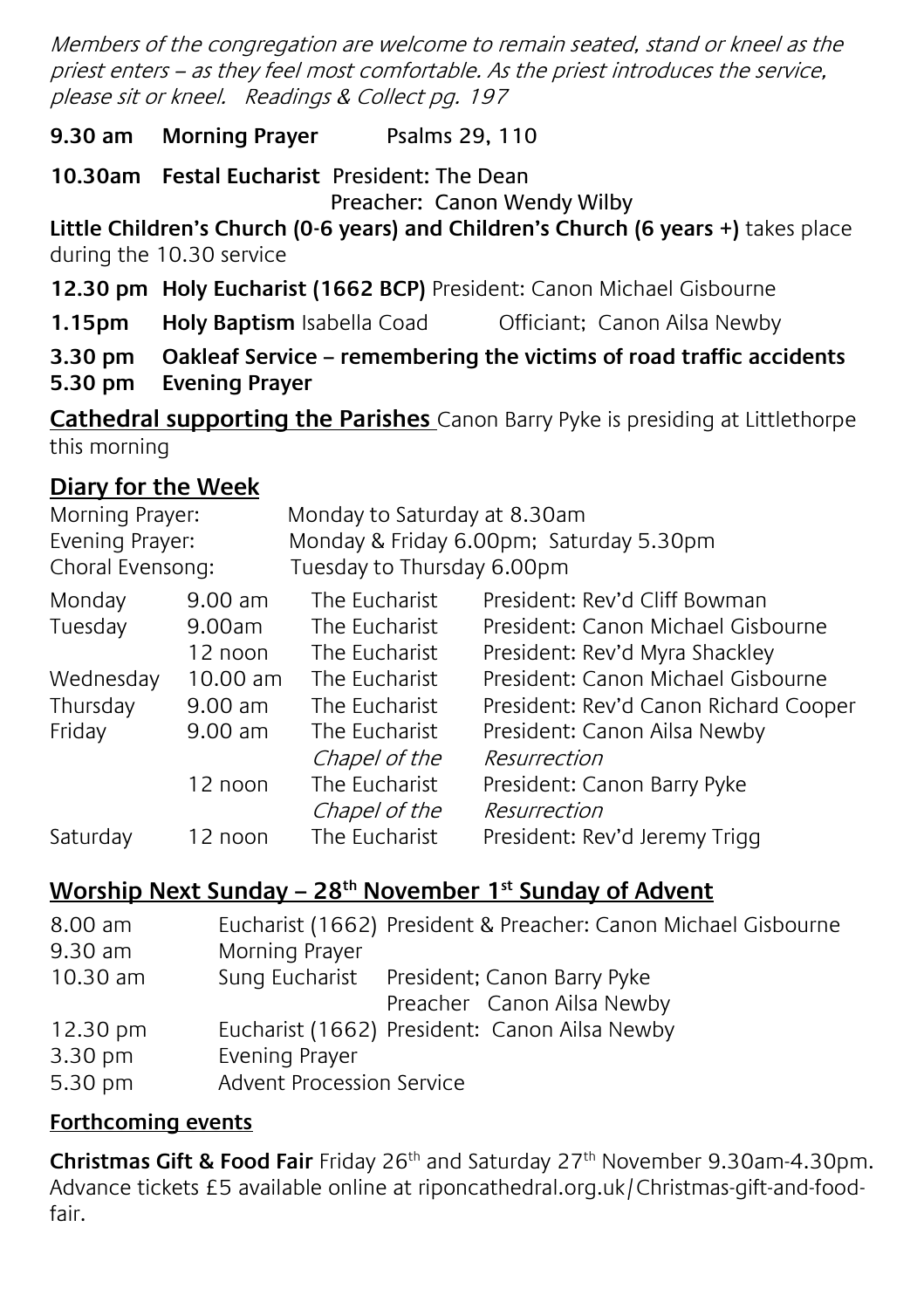*Members of the congregation are welcome to remain seated, stand or kneel as the priest enters – as they feel most comfortable. As the priest introduces the service, please sit or kneel. Readings & Collect pg. 197*

**9.30 am Morning Prayer** Psalms 29, 110

**10.30am Festal Eucharist** President: The Dean
Preacher: Canon Wendy Wilby

**Little Children's Church (0-6 years) and Children's Church (6 years +)** takes place during the 10.30 service

**12.30 pm Holy Eucharist (1662 BCP)** President: Canon Michael Gisbourne

**1.15pm Holy Baptism** Isabella Coad Officiant; Canon Ailsa Newby

**3.30 pm Oakleaf Service – remembering the victims of road traffic accidents**

**5.30 pm Evening Prayer**

**Cathedral supporting the Parishes** Canon Barry Pyke is presiding at Littlethorpe this morning

## Diary for the Week

Morning Prayer: Monday to Saturday at 8.30am
Evening Prayer: Monday & Friday 6.00pm; Saturday 5.30pm
Choral Evensong: Tuesday to Thursday 6.00pm

| | | | |
|---|---|---|---|
| Monday | 9.00 am | The Eucharist | President: Rev'd Cliff Bowman |
| Tuesday | 9.00am | The Eucharist | President: Canon Michael Gisbourne |
| | 12 noon | The Eucharist | President: Rev'd Myra Shackley |
| Wednesday | 10.00 am | The Eucharist | President: Canon Michael Gisbourne |
| Thursday | 9.00 am | The Eucharist | President: Rev'd Canon Richard Cooper |
| Friday | 9.00 am | The Eucharist *Chapel of the* | President: Canon Ailsa Newby *Resurrection* |
| | 12 noon | The Eucharist *Chapel of the* | President: Canon Barry Pyke *Resurrection* |
| Saturday | 12 noon | The Eucharist | President: Rev'd Jeremy Trigg |

## Worship Next Sunday – 28th November 1st Sunday of Advent

| | | |
|---|---|---|
| 8.00 am | Eucharist (1662) | President & Preacher: Canon Michael Gisbourne |
| 9.30 am | Morning Prayer | |
| 10.30 am | Sung Eucharist | President; Canon Barry Pyke<br>Preacher Canon Ailsa Newby |
| 12.30 pm | Eucharist (1662) | President: Canon Ailsa Newby |
| 3.30 pm | Evening Prayer | |
| 5.30 pm | Advent Procession Service | |

### Forthcoming events

**Christmas Gift & Food Fair** Friday 26th and Saturday 27th November 9.30am-4.30pm. Advance tickets £5 available online at riponcathedral.org.uk/Christmas-gift-and-food-fair.